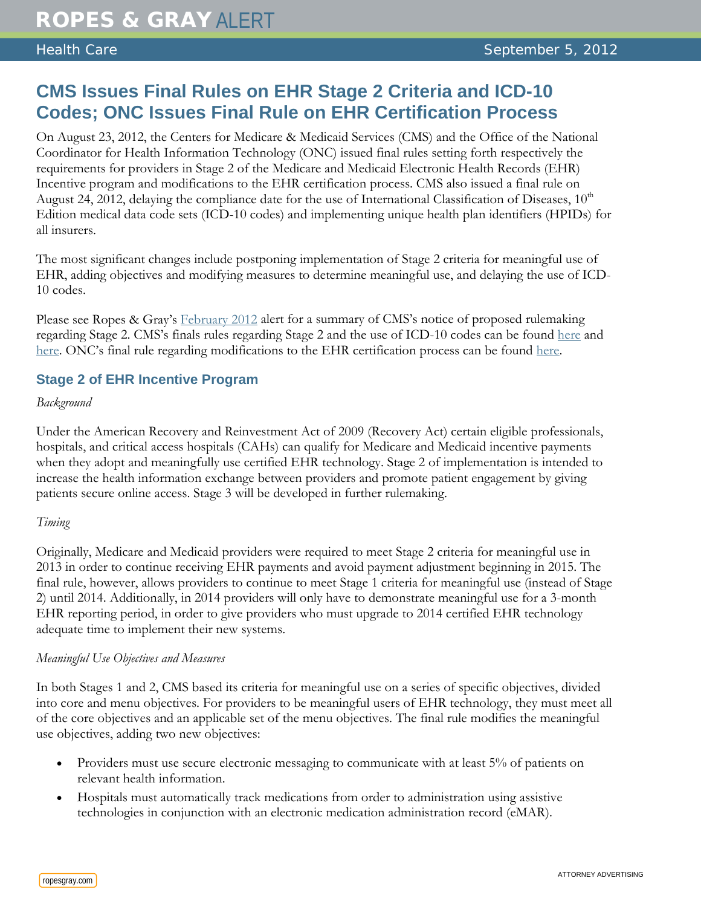# CMS Issues Final Rules on EHR Stage 2 Criteria and ICD-10 Codes; ONC Issues Final Rule on EHR Certification Process

On August 23, 2012, the Centers for Medicare & Medicaid Services (CMS) and the Office of the National Coordinator for Health Information Technology (ONC) issued final rules setting forth respectively the requirements for providers in Stage 2 of the Medicare and Medicaid Electronic Health Records (EHR) Incentive program and modifications to the EHR certification process. CMS also issued a final rule on August 24, 2012, delaying the compliance date for the use of International Classification of Diseases, 10th Edition medical data code sets (ICD-10 codes) and implementing unique health plan identifiers (HPIDs) for all insurers.

The most significant changes include postponing implementation of Stage 2 criteria for meaningful use of EHR, adding objectives and modifying measures to determine meaningful use, and delaying the use of ICD-10 codes.

Please see Ropes & Gray's February 2012 alert for a summary of CMS's notice of proposed rulemaking regarding Stage 2. CMS's finals rules regarding Stage 2 and the use of ICD-10 codes can be found here and here. ONC's final rule regarding modifications to the EHR certification process can be found here.

## Stage 2 of EHR Incentive Program

*Background*

Under the American Recovery and Reinvestment Act of 2009 (Recovery Act) certain eligible professionals, hospitals, and critical access hospitals (CAHs) can qualify for Medicare and Medicaid incentive payments when they adopt and meaningfully use certified EHR technology. Stage 2 of implementation is intended to increase the health information exchange between providers and promote patient engagement by giving patients secure online access. Stage 3 will be developed in further rulemaking.

*Timing*

Originally, Medicare and Medicaid providers were required to meet Stage 2 criteria for meaningful use in 2013 in order to continue receiving EHR payments and avoid payment adjustment beginning in 2015. The final rule, however, allows providers to continue to meet Stage 1 criteria for meaningful use (instead of Stage 2) until 2014. Additionally, in 2014 providers will only have to demonstrate meaningful use for a 3-month EHR reporting period, in order to give providers who must upgrade to 2014 certified EHR technology adequate time to implement their new systems.

*Meaningful Use Objectives and Measures*

In both Stages 1 and 2, CMS based its criteria for meaningful use on a series of specific objectives, divided into core and menu objectives. For providers to be meaningful users of EHR technology, they must meet all of the core objectives and an applicable set of the menu objectives. The final rule modifies the meaningful use objectives, adding two new objectives:

- Providers must use secure electronic messaging to communicate with at least 5% of patients on relevant health information.
- Hospitals must automatically track medications from order to administration using assistive technologies in conjunction with an electronic medication administration record (eMAR).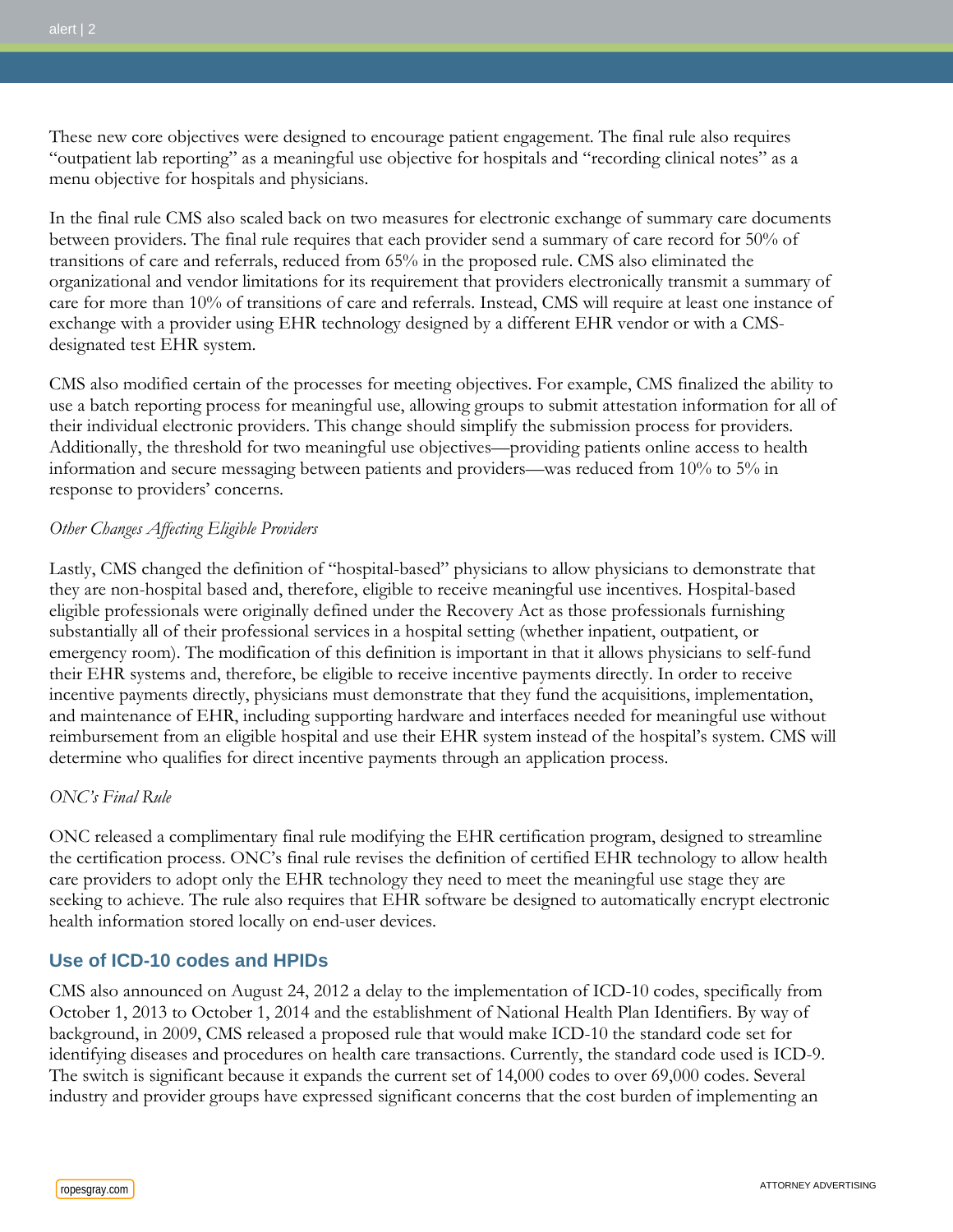These new core objectives were designed to encourage patient engagement. The final rule also requires "outpatient lab reporting" as a meaningful use objective for hospitals and "recording clinical notes" as a menu objective for hospitals and physicians.

In the final rule CMS also scaled back on two measures for electronic exchange of summary care documents between providers. The final rule requires that each provider send a summary of care record for 50% of transitions of care and referrals, reduced from 65% in the proposed rule. CMS also eliminated the organizational and vendor limitations for its requirement that providers electronically transmit a summary of care for more than 10% of transitions of care and referrals. Instead, CMS will require at least one instance of exchange with a provider using EHR technology designed by a different EHR vendor or with a CMS-designated test EHR system.

CMS also modified certain of the processes for meeting objectives. For example, CMS finalized the ability to use a batch reporting process for meaningful use, allowing groups to submit attestation information for all of their individual electronic providers. This change should simplify the submission process for providers. Additionally, the threshold for two meaningful use objectives—providing patients online access to health information and secure messaging between patients and providers—was reduced from 10% to 5% in response to providers' concerns.

*Other Changes Affecting Eligible Providers*

Lastly, CMS changed the definition of "hospital-based" physicians to allow physicians to demonstrate that they are non-hospital based and, therefore, eligible to receive meaningful use incentives. Hospital-based eligible professionals were originally defined under the Recovery Act as those professionals furnishing substantially all of their professional services in a hospital setting (whether inpatient, outpatient, or emergency room). The modification of this definition is important in that it allows physicians to self-fund their EHR systems and, therefore, be eligible to receive incentive payments directly. In order to receive incentive payments directly, physicians must demonstrate that they fund the acquisitions, implementation, and maintenance of EHR, including supporting hardware and interfaces needed for meaningful use without reimbursement from an eligible hospital and use their EHR system instead of the hospital's system. CMS will determine who qualifies for direct incentive payments through an application process.

*ONC's Final Rule*

ONC released a complimentary final rule modifying the EHR certification program, designed to streamline the certification process. ONC's final rule revises the definition of certified EHR technology to allow health care providers to adopt only the EHR technology they need to meet the meaningful use stage they are seeking to achieve. The rule also requires that EHR software be designed to automatically encrypt electronic health information stored locally on end-user devices.

## Use of ICD-10 codes and HPIDs

CMS also announced on August 24, 2012 a delay to the implementation of ICD-10 codes, specifically from October 1, 2013 to October 1, 2014 and the establishment of National Health Plan Identifiers. By way of background, in 2009, CMS released a proposed rule that would make ICD-10 the standard code set for identifying diseases and procedures on health care transactions. Currently, the standard code used is ICD-9. The switch is significant because it expands the current set of 14,000 codes to over 69,000 codes. Several industry and provider groups have expressed significant concerns that the cost burden of implementing an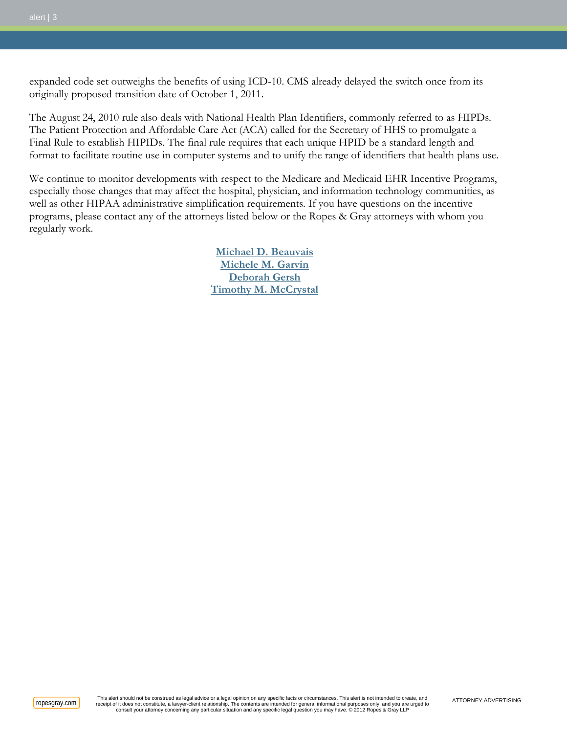expanded code set outweighs the benefits of using ICD-10. CMS already delayed the switch once from its originally proposed transition date of October 1, 2011.

The August 24, 2010 rule also deals with National Health Plan Identifiers, commonly referred to as HIPDs. The Patient Protection and Affordable Care Act (ACA) called for the Secretary of HHS to promulgate a Final Rule to establish HIPIDs. The final rule requires that each unique HPID be a standard length and format to facilitate routine use in computer systems and to unify the range of identifiers that health plans use.

We continue to monitor developments with respect to the Medicare and Medicaid EHR Incentive Programs, especially those changes that may affect the hospital, physician, and information technology communities, as well as other HIPAA administrative simplification requirements. If you have questions on the incentive programs, please contact any of the attorneys listed below or the Ropes & Gray attorneys with whom you regularly work.

**Michael D. Beauvais**
**Michele M. Garvin**
**Deborah Gersh**
**Timothy M. McCrystal**

ropesgray.com

This alert should not be construed as legal advice or a legal opinion on any specific facts or circumstances. This alert is not intended to create, and receipt of it does not constitute, a lawyer-client relationship. The contents are intended for general informational purposes only, and you are urged to consult your attorney concerning any particular situation and any specific legal question you may have. © 2012 Ropes & Gray LLP

ATTORNEY ADVERTISING